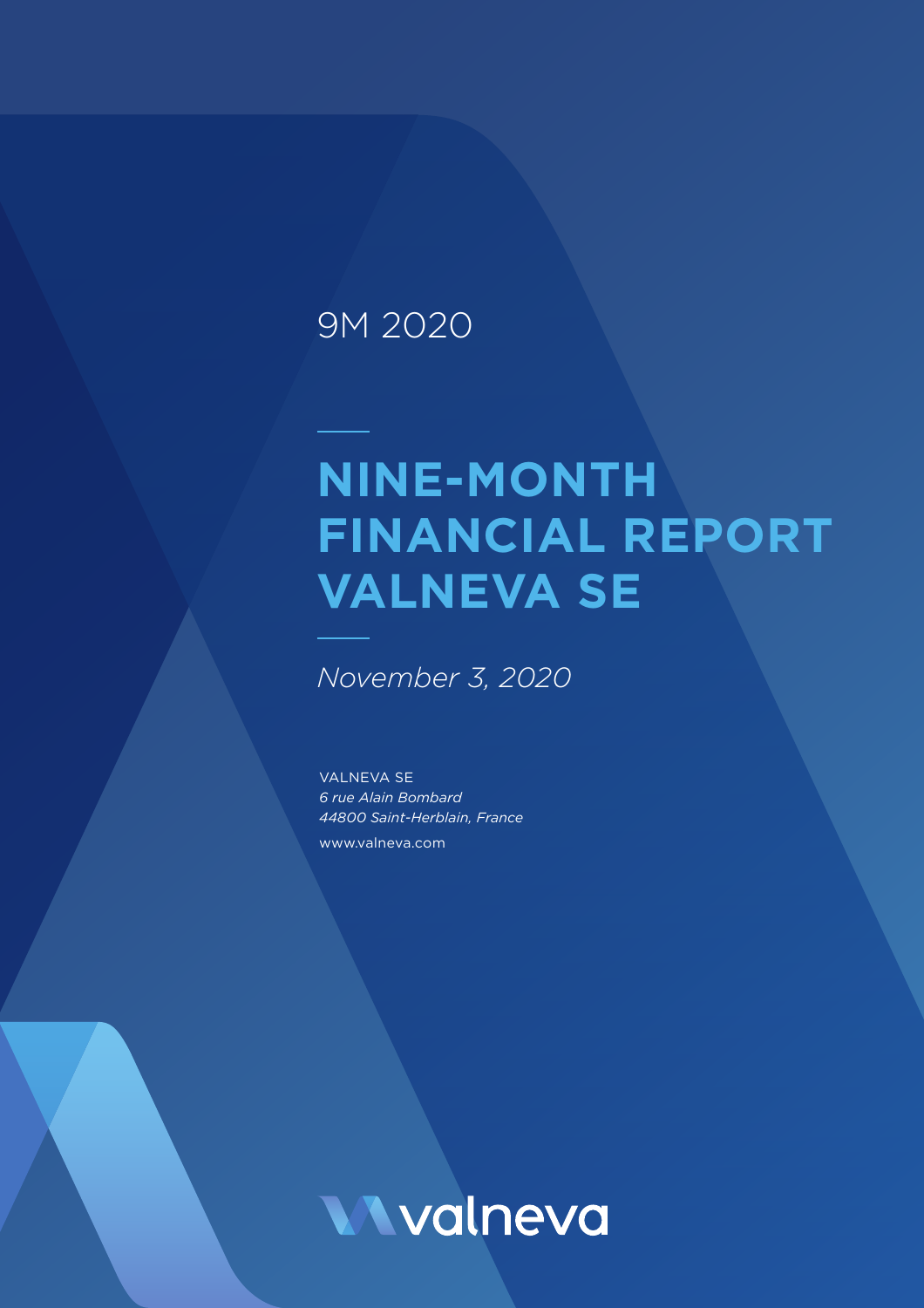9M 2020

# NINE-MONTH FINANCIAL REPORT VALNEVA SE

*November 3, 2020*

VALNEVA SE
*6 rue Alain Bombard*
*44800 Saint-Herblain, France*
www.valneva.com

valneva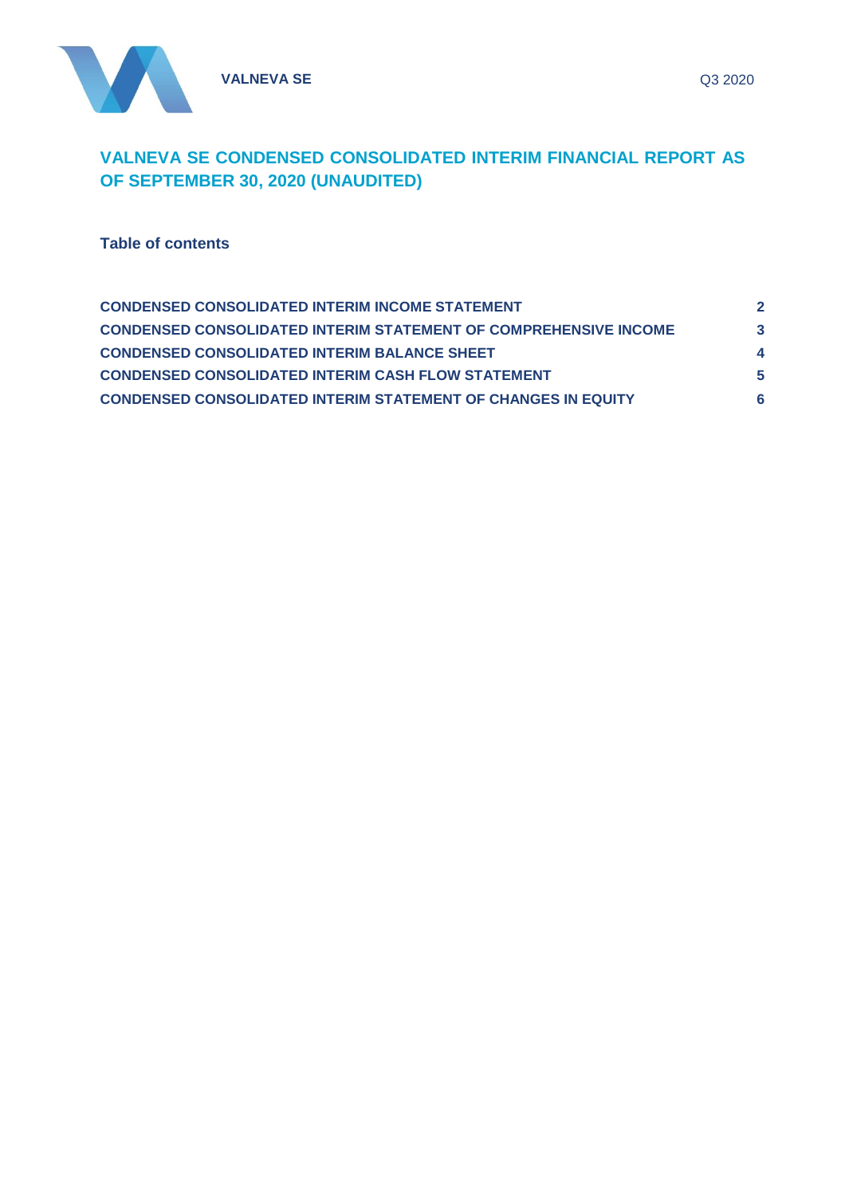# VALNEVA SE CONDENSED CONSOLIDATED INTERIM FINANCIAL REPORT AS OF SEPTEMBER 30, 2020 (UNAUDITED)

## Table of contents

| | |
|---|---|
| **CONDENSED CONSOLIDATED INTERIM INCOME STATEMENT** | **2** |
| **CONDENSED CONSOLIDATED INTERIM STATEMENT OF COMPREHENSIVE INCOME** | **3** |
| **CONDENSED CONSOLIDATED INTERIM BALANCE SHEET** | **4** |
| **CONDENSED CONSOLIDATED INTERIM CASH FLOW STATEMENT** | **5** |
| **CONDENSED CONSOLIDATED INTERIM STATEMENT OF CHANGES IN EQUITY** | **6** |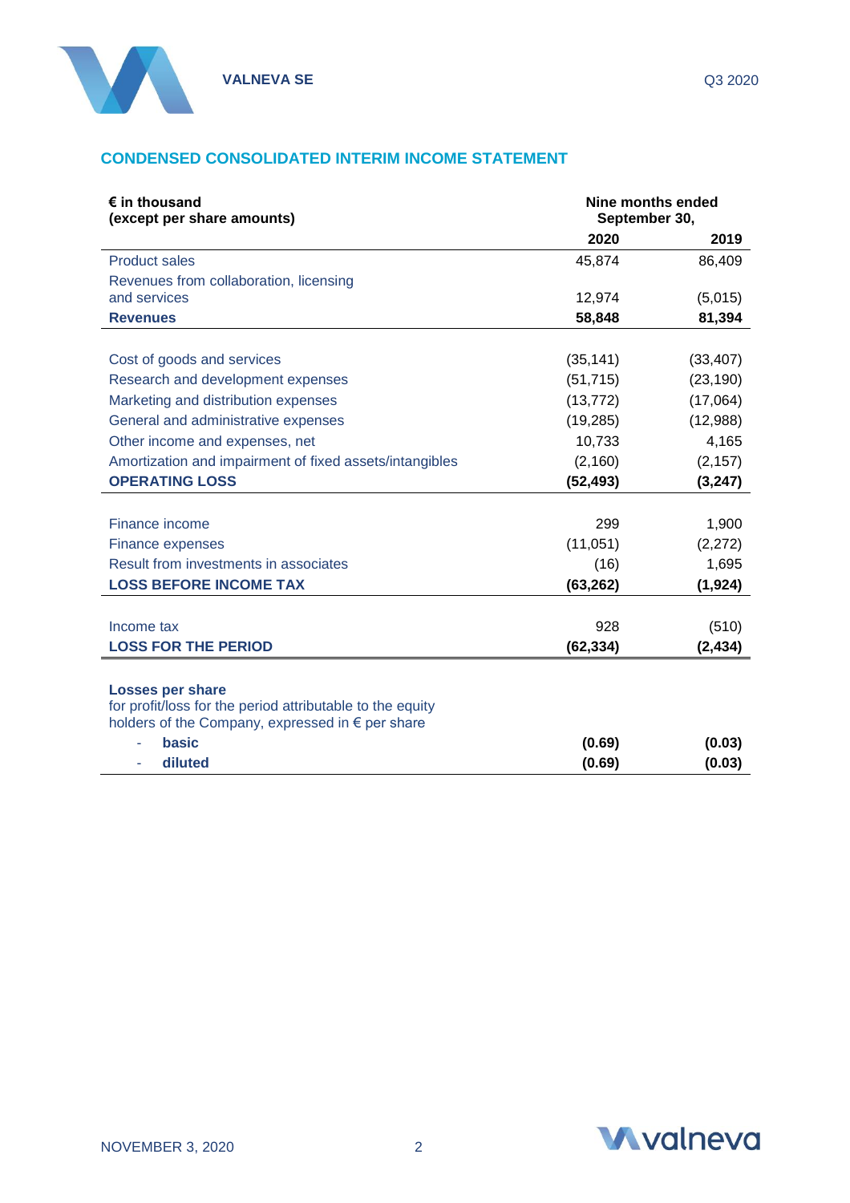## CONDENSED CONSOLIDATED INTERIM INCOME STATEMENT

| € in thousand (except per share amounts) | Nine months ended September 30, | |
|---|---|---|
| | 2020 | 2019 |
| Product sales | 45,874 | 86,409 |
| Revenues from collaboration, licensing and services | 12,974 | (5,015) |
| **Revenues** | **58,848** | **81,394** |
| | | |
| Cost of goods and services | (35,141) | (33,407) |
| Research and development expenses | (51,715) | (23,190) |
| Marketing and distribution expenses | (13,772) | (17,064) |
| General and administrative expenses | (19,285) | (12,988) |
| Other income and expenses, net | 10,733 | 4,165 |
| Amortization and impairment of fixed assets/intangibles | (2,160) | (2,157) |
| **OPERATING LOSS** | **(52,493)** | **(3,247)** |
| | | |
| Finance income | 299 | 1,900 |
| Finance expenses | (11,051) | (2,272) |
| Result from investments in associates | (16) | 1,695 |
| **LOSS BEFORE INCOME TAX** | **(63,262)** | **(1,924)** |
| | | |
| Income tax | 928 | (510) |
| **LOSS FOR THE PERIOD** | **(62,334)** | **(2,434)** |
| | | |
| **Losses per share** for profit/loss for the period attributable to the equity holders of the Company, expressed in € per share | | |
| - **basic** | **(0.69)** | **(0.03)** |
| - **diluted** | **(0.69)** | **(0.03)** |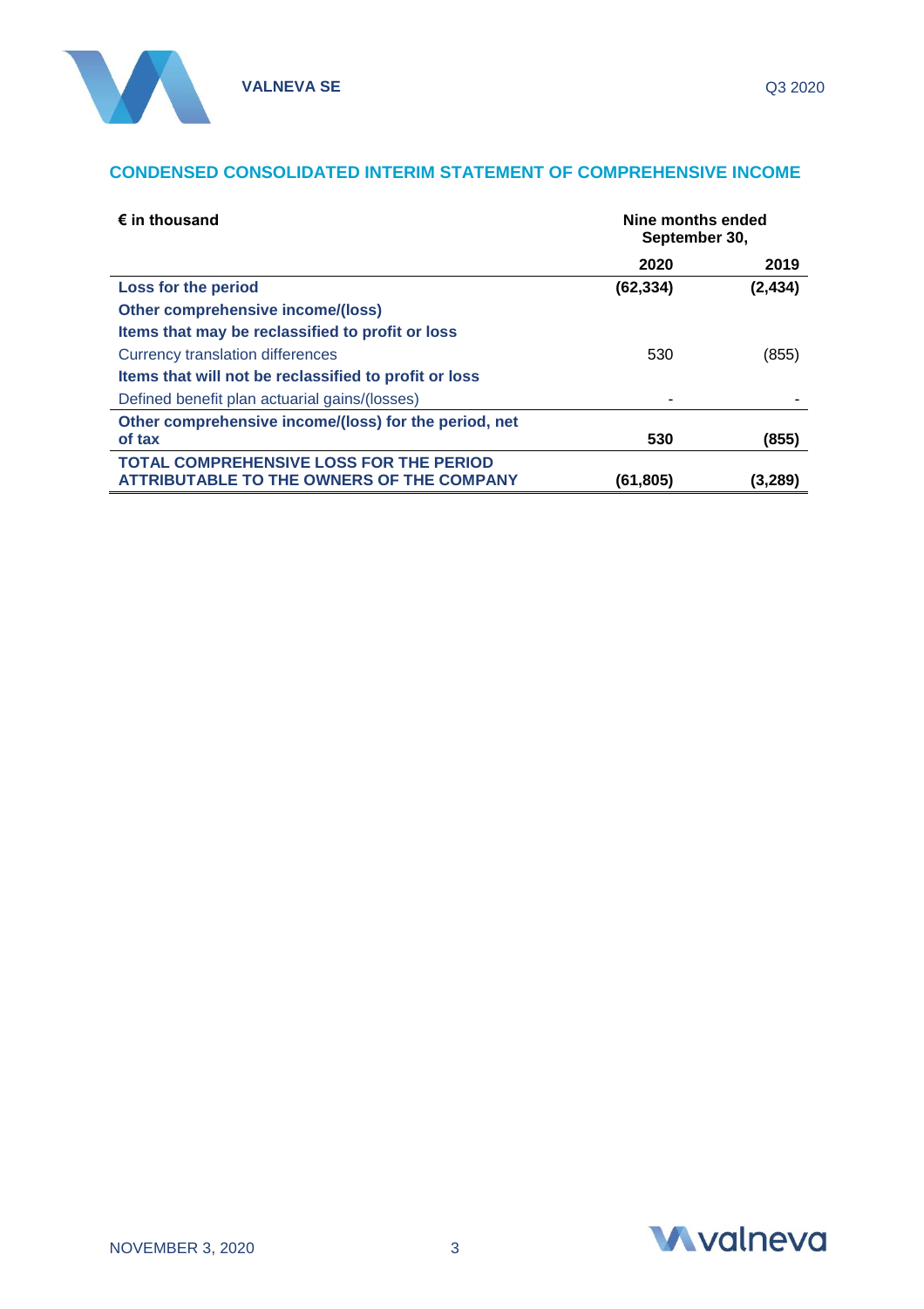## CONDENSED CONSOLIDATED INTERIM STATEMENT OF COMPREHENSIVE INCOME

| € in thousand | Nine months ended September 30, | |
|---|---|---|
| | 2020 | 2019 |
| **Loss for the period** | **(62,334)** | **(2,434)** |
| **Other comprehensive income/(loss)** | | |
| **Items that may be reclassified to profit or loss** | | |
| Currency translation differences | 530 | (855) |
| **Items that will not be reclassified to profit or loss** | | |
| Defined benefit plan actuarial gains/(losses) | - | - |
| **Other comprehensive income/(loss) for the period, net of tax** | **530** | **(855)** |
| **TOTAL COMPREHENSIVE LOSS FOR THE PERIOD ATTRIBUTABLE TO THE OWNERS OF THE COMPANY** | **(61,805)** | **(3,289)** |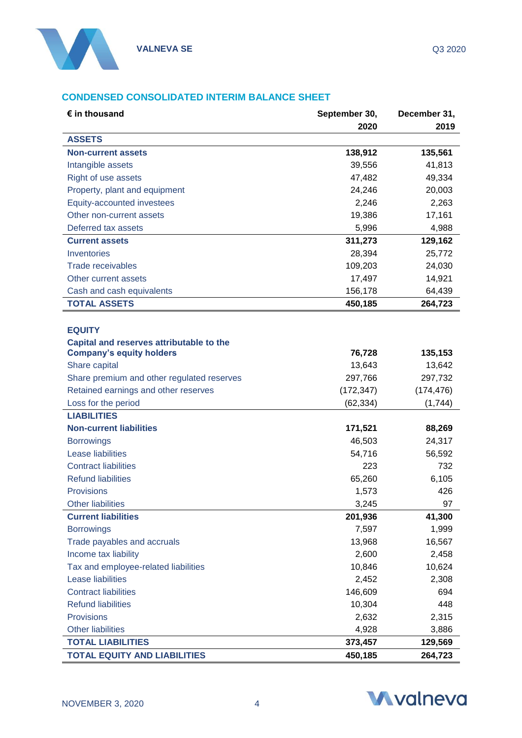## CONDENSED CONSOLIDATED INTERIM BALANCE SHEET

| € in thousand | September 30, 2020 | December 31, 2019 |
|---|---|---|
| **ASSETS** | | |
| **Non-current assets** | **138,912** | **135,561** |
| Intangible assets | 39,556 | 41,813 |
| Right of use assets | 47,482 | 49,334 |
| Property, plant and equipment | 24,246 | 20,003 |
| Equity-accounted investees | 2,246 | 2,263 |
| Other non-current assets | 19,386 | 17,161 |
| Deferred tax assets | 5,996 | 4,988 |
| **Current assets** | **311,273** | **129,162** |
| Inventories | 28,394 | 25,772 |
| Trade receivables | 109,203 | 24,030 |
| Other current assets | 17,497 | 14,921 |
| Cash and cash equivalents | 156,178 | 64,439 |
| **TOTAL ASSETS** | **450,185** | **264,723** |
| | | |
| **EQUITY** | | |
| **Capital and reserves attributable to the Company's equity holders** | **76,728** | **135,153** |
| Share capital | 13,643 | 13,642 |
| Share premium and other regulated reserves | 297,766 | 297,732 |
| Retained earnings and other reserves | (172,347) | (174,476) |
| Loss for the period | (62,334) | (1,744) |
| **LIABILITIES** | | |
| **Non-current liabilities** | **171,521** | **88,269** |
| Borrowings | 46,503 | 24,317 |
| Lease liabilities | 54,716 | 56,592 |
| Contract liabilities | 223 | 732 |
| Refund liabilities | 65,260 | 6,105 |
| Provisions | 1,573 | 426 |
| Other liabilities | 3,245 | 97 |
| **Current liabilities** | **201,936** | **41,300** |
| Borrowings | 7,597 | 1,999 |
| Trade payables and accruals | 13,968 | 16,567 |
| Income tax liability | 2,600 | 2,458 |
| Tax and employee-related liabilities | 10,846 | 10,624 |
| Lease liabilities | 2,452 | 2,308 |
| Contract liabilities | 146,609 | 694 |
| Refund liabilities | 10,304 | 448 |
| Provisions | 2,632 | 2,315 |
| Other liabilities | 4,928 | 3,886 |
| **TOTAL LIABILITIES** | **373,457** | **129,569** |
| **TOTAL EQUITY AND LIABILITIES** | **450,185** | **264,723** |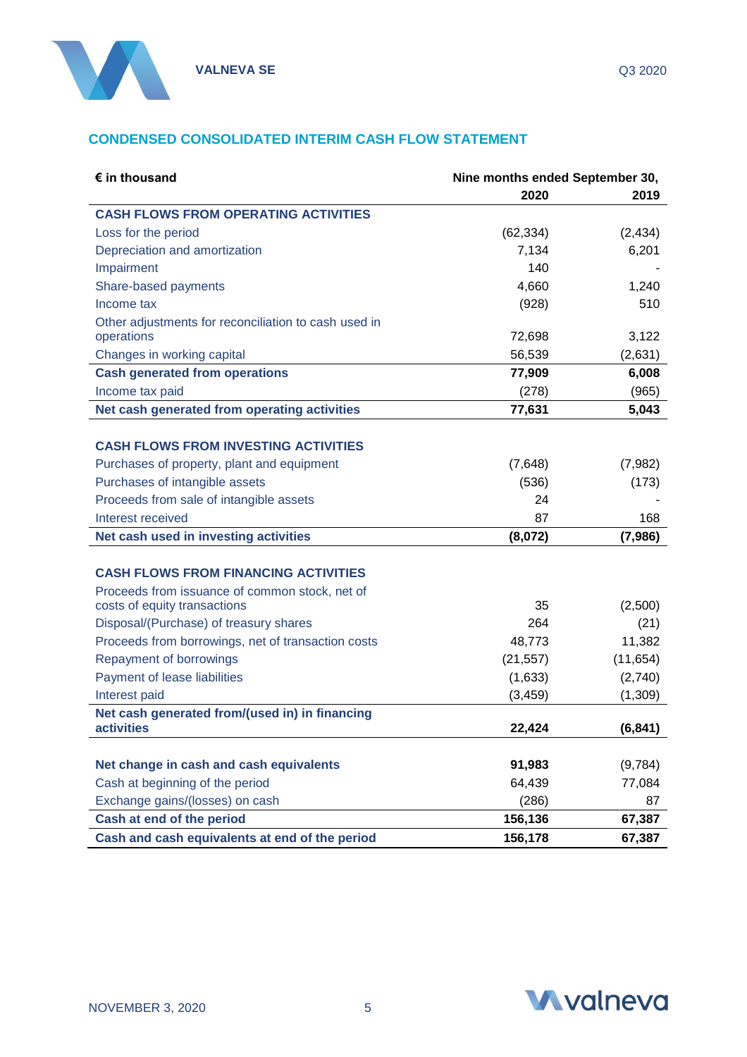## CONDENSED CONSOLIDATED INTERIM CASH FLOW STATEMENT

| € in thousand | Nine months ended September 30, | |
|---|---|---|
| | **2020** | **2019** |
| **CASH FLOWS FROM OPERATING ACTIVITIES** | | |
| Loss for the period | (62,334) | (2,434) |
| Depreciation and amortization | 7,134 | 6,201 |
| Impairment | 140 | - |
| Share-based payments | 4,660 | 1,240 |
| Income tax | (928) | 510 |
| Other adjustments for reconciliation to cash used in operations | 72,698 | 3,122 |
| Changes in working capital | 56,539 | (2,631) |
| **Cash generated from operations** | **77,909** | **6,008** |
| Income tax paid | (278) | (965) |
| **Net cash generated from operating activities** | **77,631** | **5,043** |
| | | |
| **CASH FLOWS FROM INVESTING ACTIVITIES** | | |
| Purchases of property, plant and equipment | (7,648) | (7,982) |
| Purchases of intangible assets | (536) | (173) |
| Proceeds from sale of intangible assets | 24 | - |
| Interest received | 87 | 168 |
| **Net cash used in investing activities** | **(8,072)** | **(7,986)** |
| | | |
| **CASH FLOWS FROM FINANCING ACTIVITIES** | | |
| Proceeds from issuance of common stock, net of costs of equity transactions | 35 | (2,500) |
| Disposal/(Purchase) of treasury shares | 264 | (21) |
| Proceeds from borrowings, net of transaction costs | 48,773 | 11,382 |
| Repayment of borrowings | (21,557) | (11,654) |
| Payment of lease liabilities | (1,633) | (2,740) |
| Interest paid | (3,459) | (1,309) |
| **Net cash generated from/(used in) in financing activities** | **22,424** | **(6,841)** |
| | | |
| **Net change in cash and cash equivalents** | **91,983** | (9,784) |
| Cash at beginning of the period | 64,439 | 77,084 |
| Exchange gains/(losses) on cash | (286) | 87 |
| **Cash at end of the period** | **156,136** | **67,387** |
| **Cash and cash equivalents at end of the period** | **156,178** | **67,387** |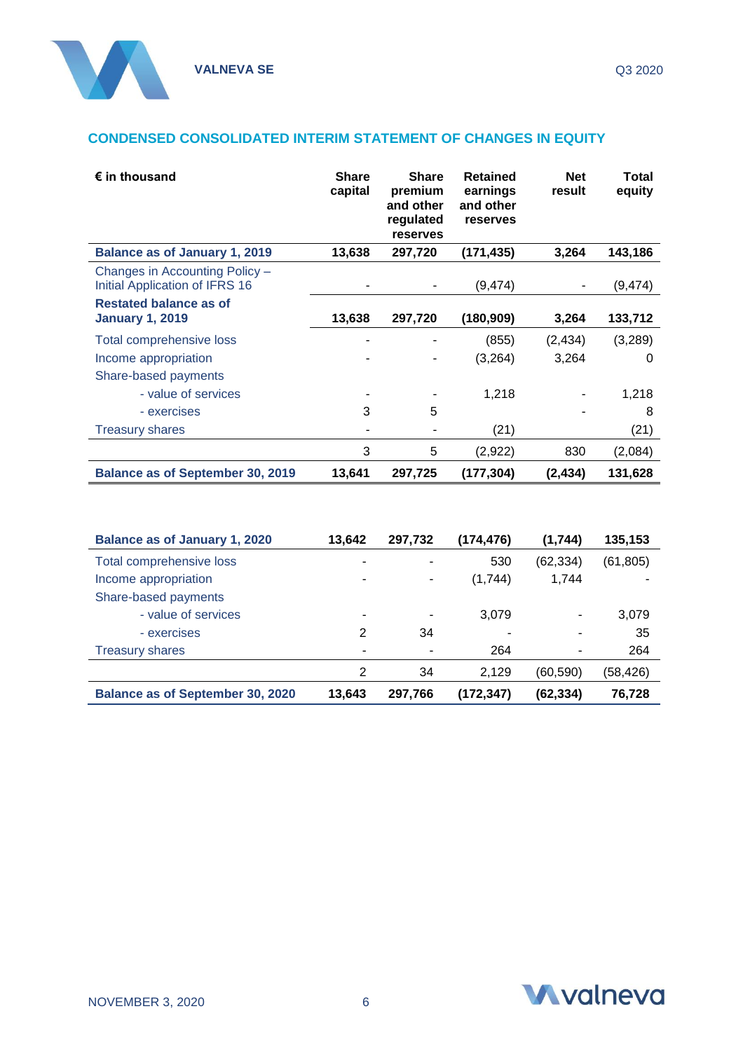## CONDENSED CONSOLIDATED INTERIM STATEMENT OF CHANGES IN EQUITY

| € in thousand | Share capital | Share premium and other regulated reserves | Retained earnings and other reserves | Net result | Total equity |
|---|---|---|---|---|---|
| **Balance as of January 1, 2019** | **13,638** | **297,720** | **(171,435)** | **3,264** | **143,186** |
| Changes in Accounting Policy – Initial Application of IFRS 16 | - | - | (9,474) | - | (9,474) |
| **Restated balance as of January 1, 2019** | **13,638** | **297,720** | **(180,909)** | **3,264** | **133,712** |
| Total comprehensive loss | - | - | (855) | (2,434) | (3,289) |
| Income appropriation | - | - | (3,264) | 3,264 | 0 |
| Share-based payments | | | | | |
| - value of services | - | - | 1,218 | - | 1,218 |
| - exercises | 3 | 5 | | - | 8 |
| Treasury shares | - | - | (21) | | (21) |
| | 3 | 5 | (2,922) | 830 | (2,084) |
| **Balance as of September 30, 2019** | **13,641** | **297,725** | **(177,304)** | **(2,434)** | **131,628** |

| € in thousand | Share capital | Share premium and other regulated reserves | Retained earnings and other reserves | Net result | Total equity |
|---|---|---|---|---|---|
| **Balance as of January 1, 2020** | **13,642** | **297,732** | **(174,476)** | **(1,744)** | **135,153** |
| Total comprehensive loss | - | - | 530 | (62,334) | (61,805) |
| Income appropriation | - | - | (1,744) | 1,744 | - |
| Share-based payments | | | | | |
| - value of services | - | - | 3,079 | - | 3,079 |
| - exercises | 2 | 34 | - | - | 35 |
| Treasury shares | - | - | 264 | - | 264 |
| | 2 | 34 | 2,129 | (60,590) | (58,426) |
| **Balance as of September 30, 2020** | **13,643** | **297,766** | **(172,347)** | **(62,334)** | **76,728** |